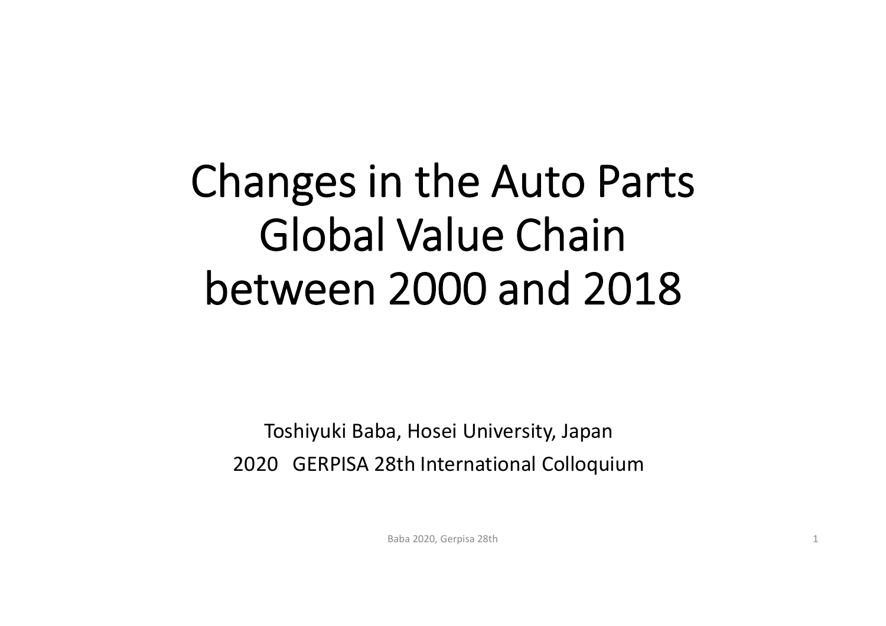# Changes in the Auto Parts Global Value Chain between 2000 and 2018

Toshiyuki Baba, Hosei University, Japan

2020 GERPISA 28th International Colloquium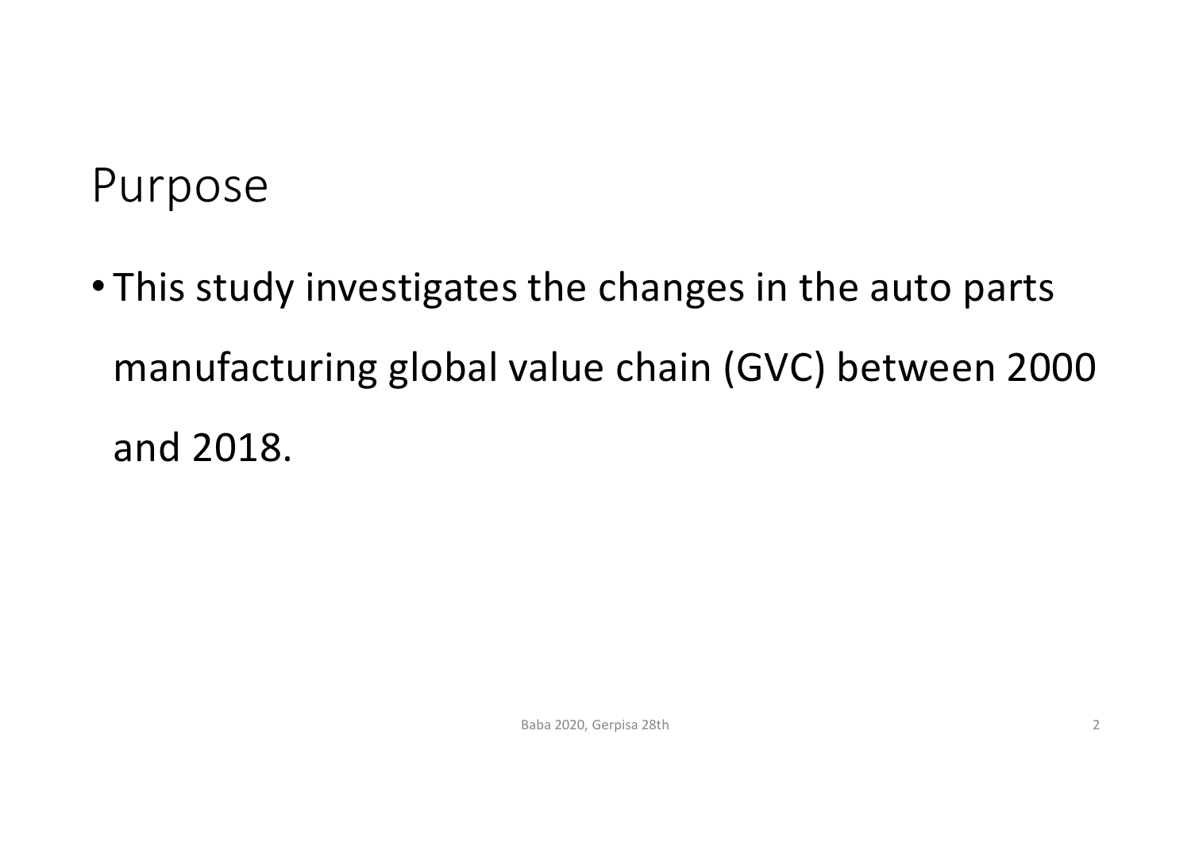# Purpose

- This study investigates the changes in the auto parts manufacturing global value chain (GVC) between 2000 and 2018.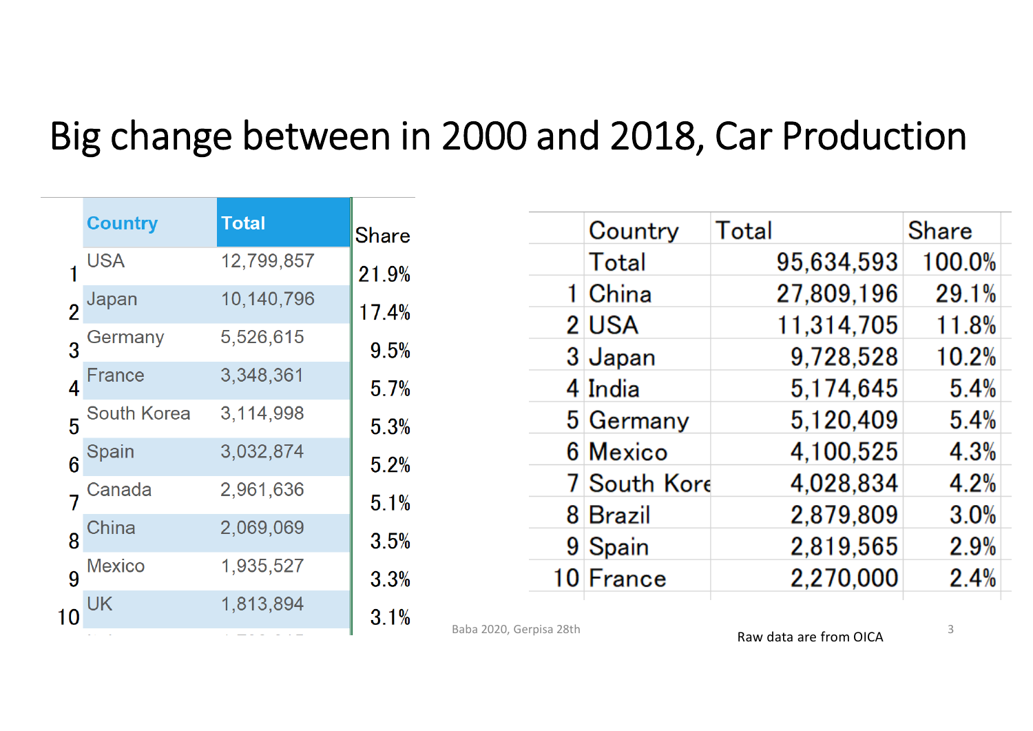# Big change between in 2000 and 2018, Car Production

|  | Country | Total | Share |
|---|---|---|---|
| 1 | USA | 12,799,857 | 21.9% |
| 2 | Japan | 10,140,796 | 17.4% |
| 3 | Germany | 5,526,615 | 9.5% |
| 4 | France | 3,348,361 | 5.7% |
| 5 | South Korea | 3,114,998 | 5.3% |
| 6 | Spain | 3,032,874 | 5.2% |
| 7 | Canada | 2,961,636 | 5.1% |
| 8 | China | 2,069,069 | 3.5% |
| 9 | Mexico | 1,935,527 | 3.3% |
| 10 | UK | 1,813,894 | 3.1% |

|  | Country | Total | Share |
|---|---|---|---|
|  | Total | 95,634,593 | 100.0% |
| 1 | China | 27,809,196 | 29.1% |
| 2 | USA | 11,314,705 | 11.8% |
| 3 | Japan | 9,728,528 | 10.2% |
| 4 | India | 5,174,645 | 5.4% |
| 5 | Germany | 5,120,409 | 5.4% |
| 6 | Mexico | 4,100,525 | 4.3% |
| 7 | South Kore | 4,028,834 | 4.2% |
| 8 | Brazil | 2,879,809 | 3.0% |
| 9 | Spain | 2,819,565 | 2.9% |
| 10 | France | 2,270,000 | 2.4% |

Baba 2020, Gerpisa 28th

Raw data are from OICA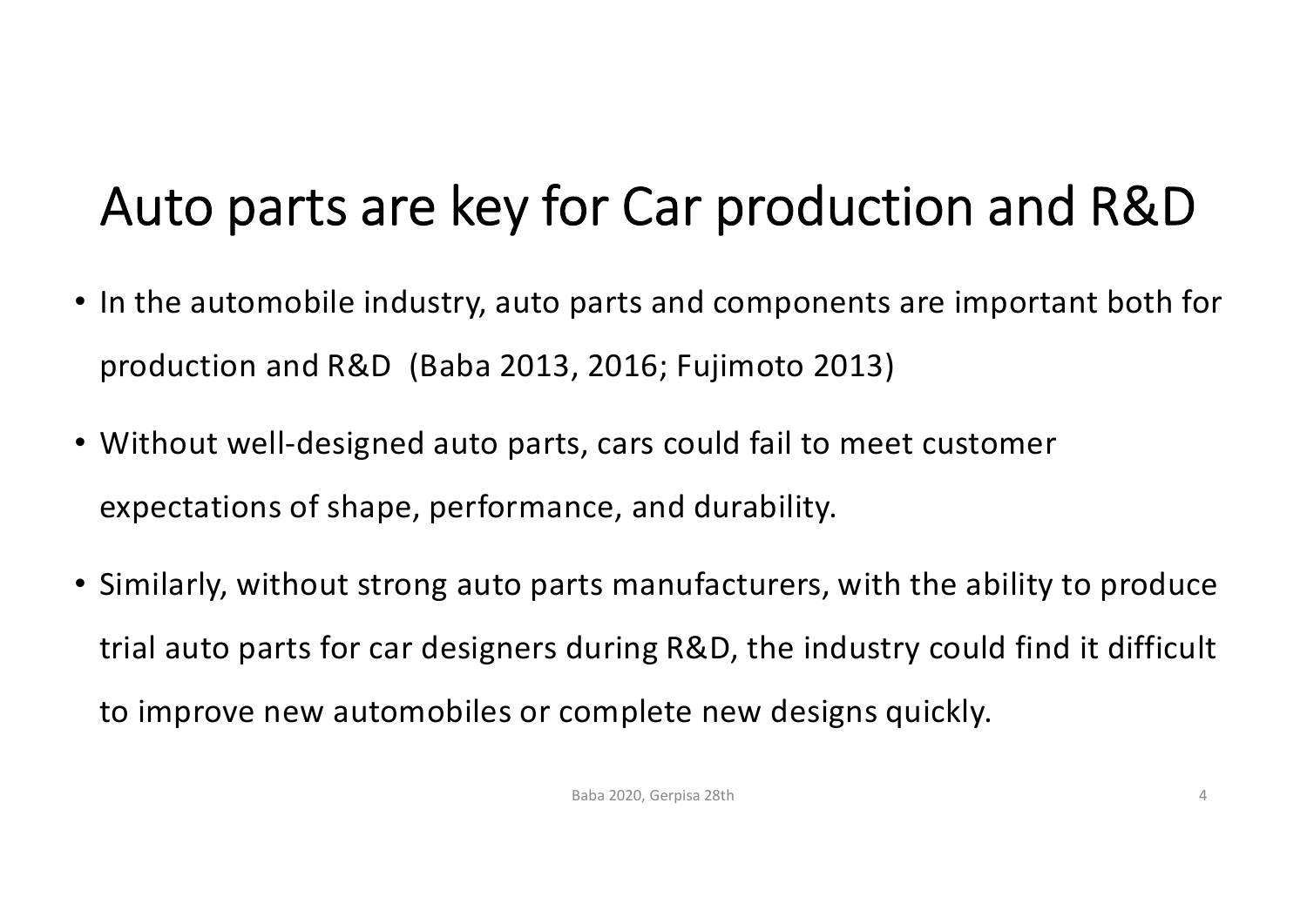# Auto parts are key for Car production and R&D

- In the automobile industry, auto parts and components are important both for production and R&D (Baba 2013, 2016; Fujimoto 2013)
- Without well-designed auto parts, cars could fail to meet customer expectations of shape, performance, and durability.
- Similarly, without strong auto parts manufacturers, with the ability to produce trial auto parts for car designers during R&D, the industry could find it difficult to improve new automobiles or complete new designs quickly.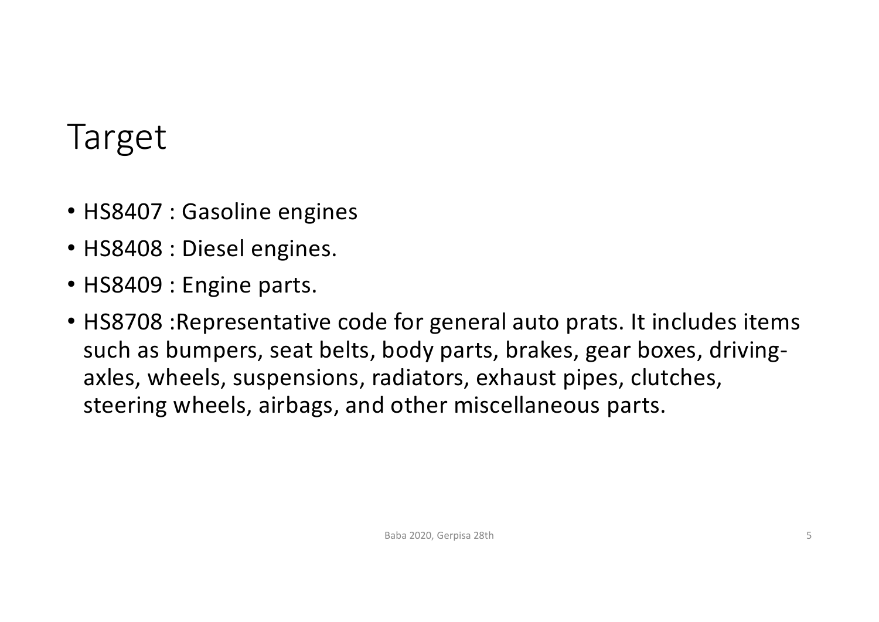# Target

- HS8407 : Gasoline engines
- HS8408 : Diesel engines.
- HS8409 : Engine parts.
- HS8708 :Representative code for general auto prats. It includes items such as bumpers, seat belts, body parts, brakes, gear boxes, driving-axles, wheels, suspensions, radiators, exhaust pipes, clutches, steering wheels, airbags, and other miscellaneous parts.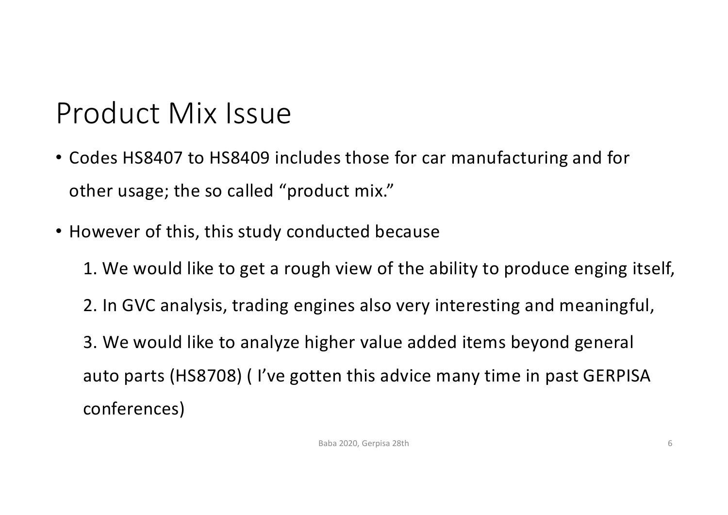# Product Mix Issue

- Codes HS8407 to HS8409 includes those for car manufacturing and for other usage; the so called “product mix.”
- However of this, this study conducted because

  1. We would like to get a rough view of the ability to produce enging itself,

  2. In GVC analysis, trading engines also very interesting and meaningful,

  3. We would like to analyze higher value added items beyond general auto parts (HS8708) ( I’ve gotten this advice many time in past GERPISA conferences)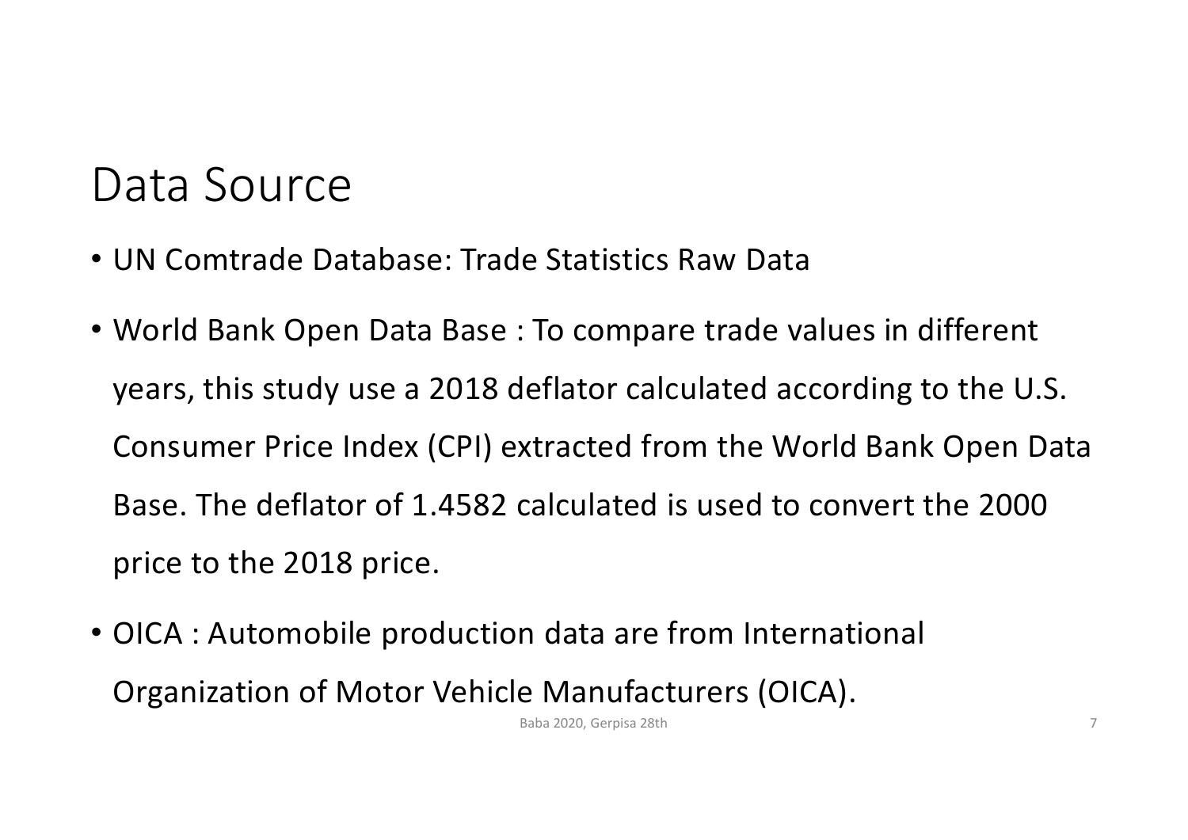# Data Source

- UN Comtrade Database: Trade Statistics Raw Data
- World Bank Open Data Base : To compare trade values in different years, this study use a 2018 deflator calculated according to the U.S. Consumer Price Index (CPI) extracted from the World Bank Open Data Base. The deflator of 1.4582 calculated is used to convert the 2000 price to the 2018 price.
- OICA : Automobile production data are from International Organization of Motor Vehicle Manufacturers (OICA).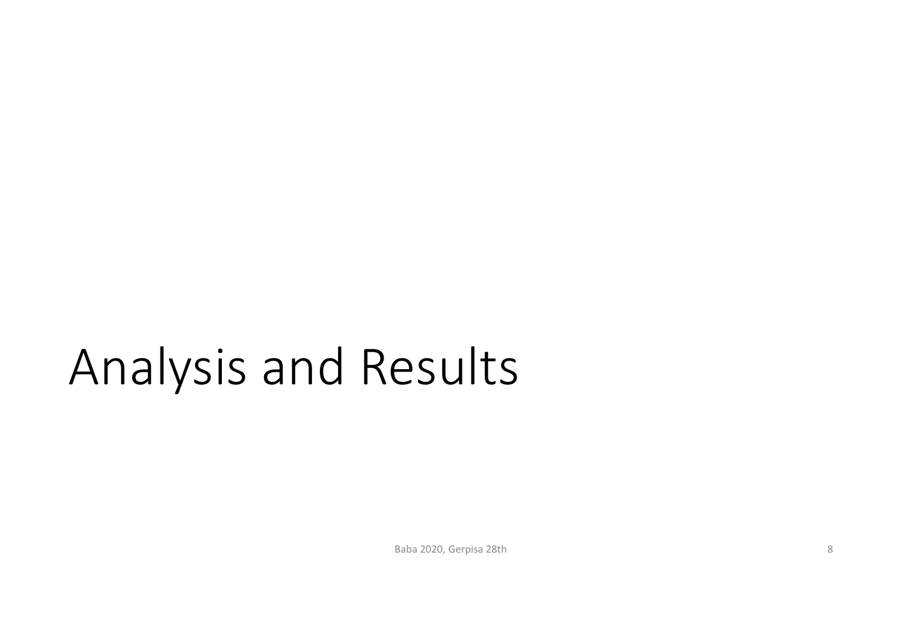# Analysis and Results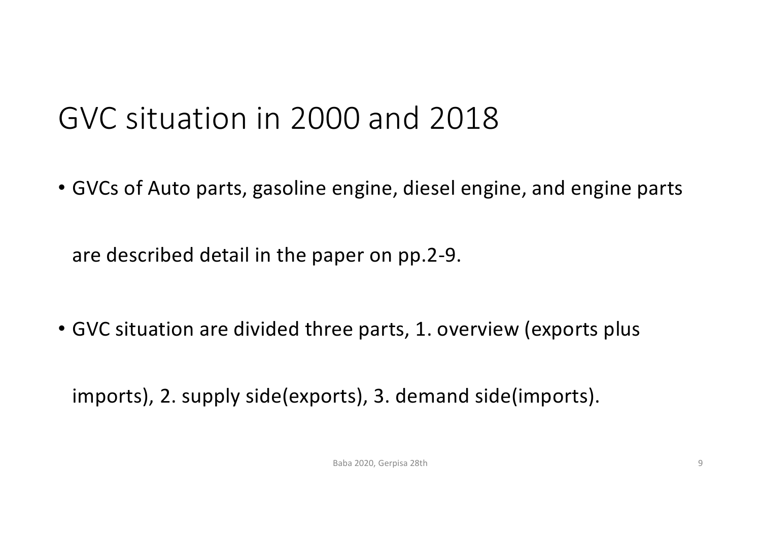# GVC situation in 2000 and 2018

- GVCs of Auto parts, gasoline engine, diesel engine, and engine parts are described detail in the paper on pp.2-9.
- GVC situation are divided three parts, 1. overview (exports plus imports), 2. supply side(exports), 3. demand side(imports).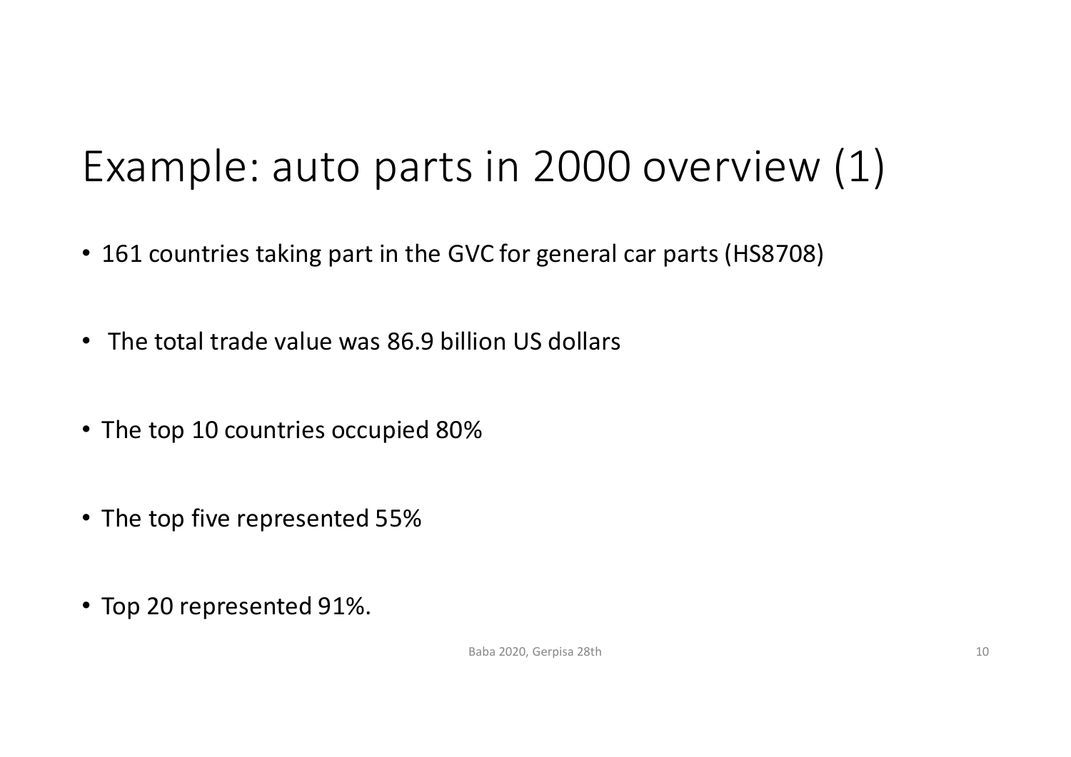# Example: auto parts in 2000 overview (1)

- 161 countries taking part in the GVC for general car parts (HS8708)
- The total trade value was 86.9 billion US dollars
- The top 10 countries occupied 80%
- The top five represented 55%
- Top 20 represented 91%.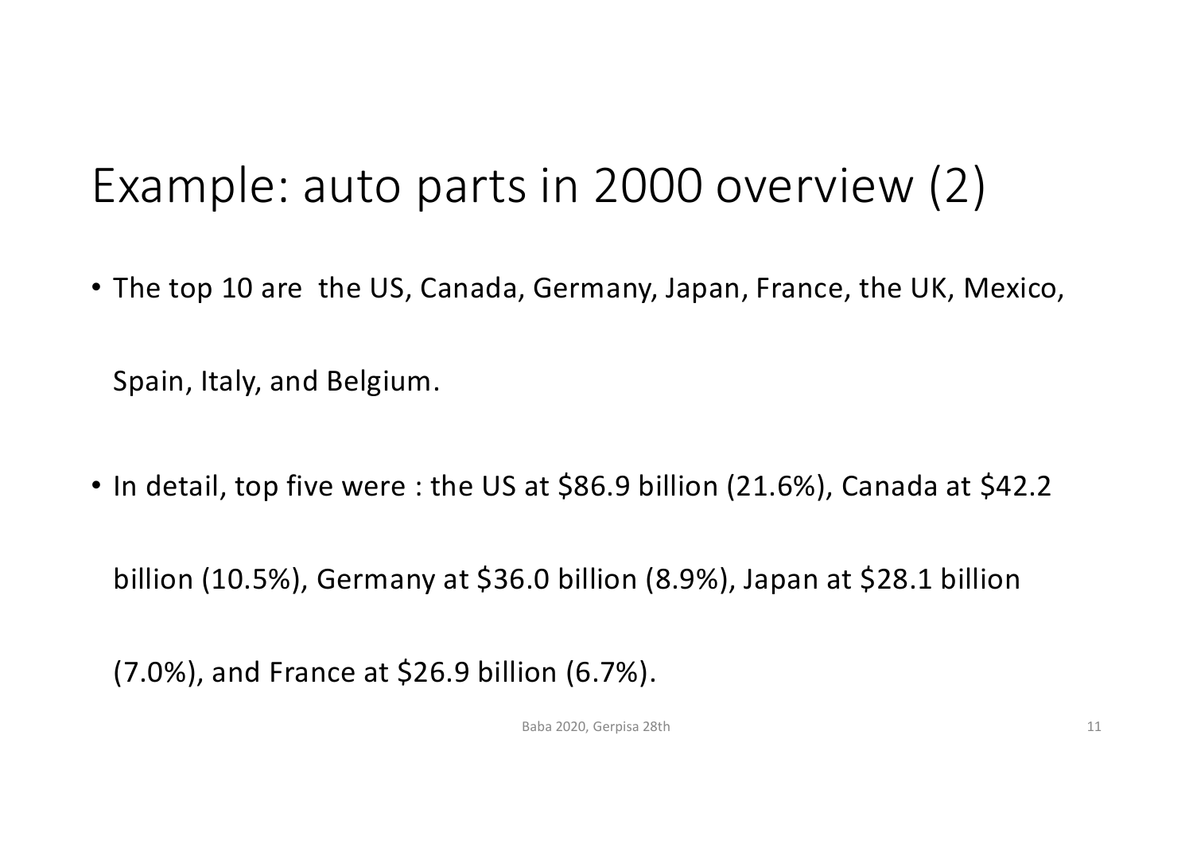# Example: auto parts in 2000 overview (2)

- The top 10 are the US, Canada, Germany, Japan, France, the UK, Mexico, Spain, Italy, and Belgium.
- In detail, top five were : the US at $86.9 billion (21.6%), Canada at $42.2 billion (10.5%), Germany at $36.0 billion (8.9%), Japan at $28.1 billion (7.0%), and France at $26.9 billion (6.7%).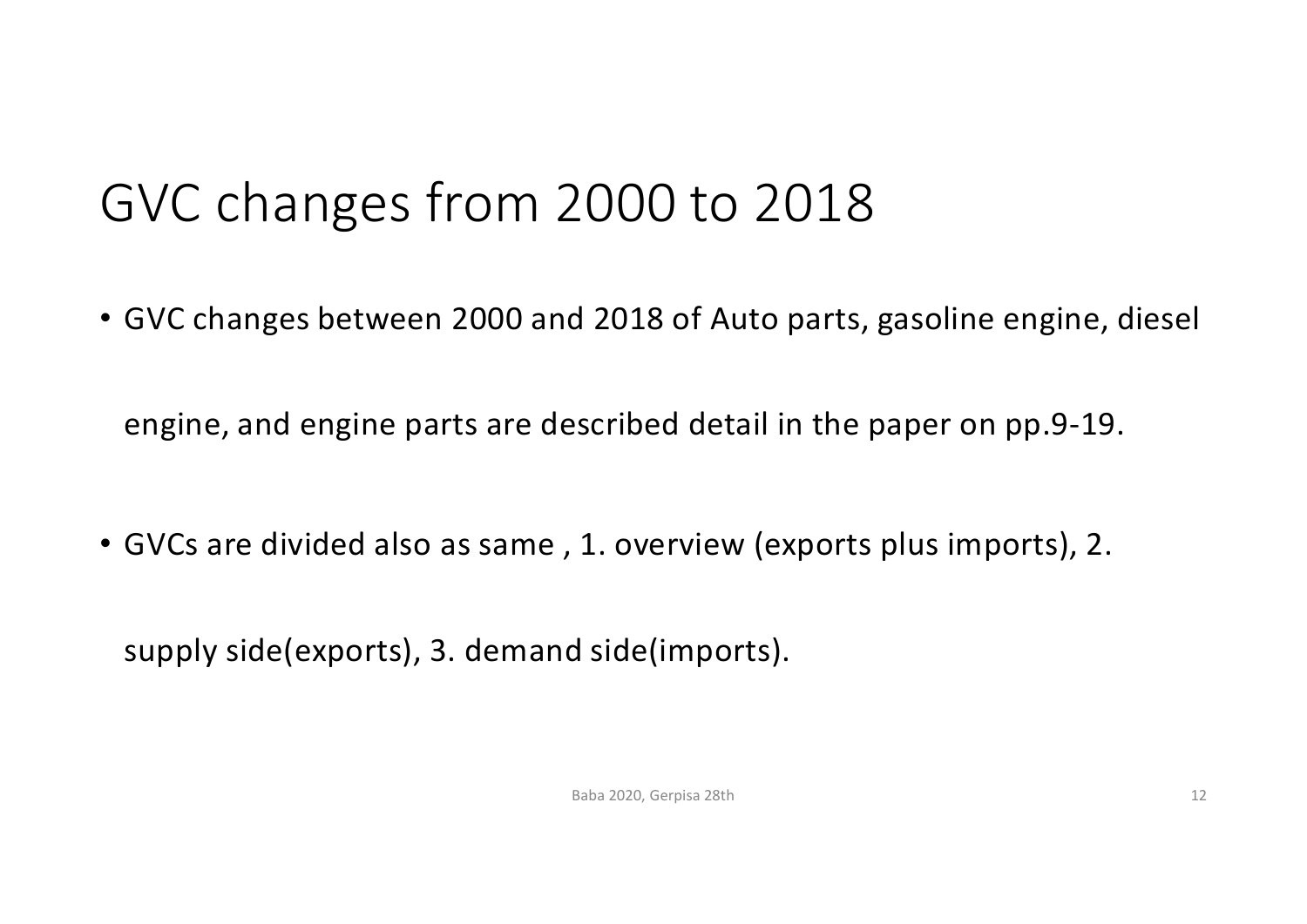# GVC changes from 2000 to 2018

- GVC changes between 2000 and 2018 of Auto parts, gasoline engine, diesel engine, and engine parts are described detail in the paper on pp.9-19.
- GVCs are divided also as same , 1. overview (exports plus imports), 2. supply side(exports), 3. demand side(imports).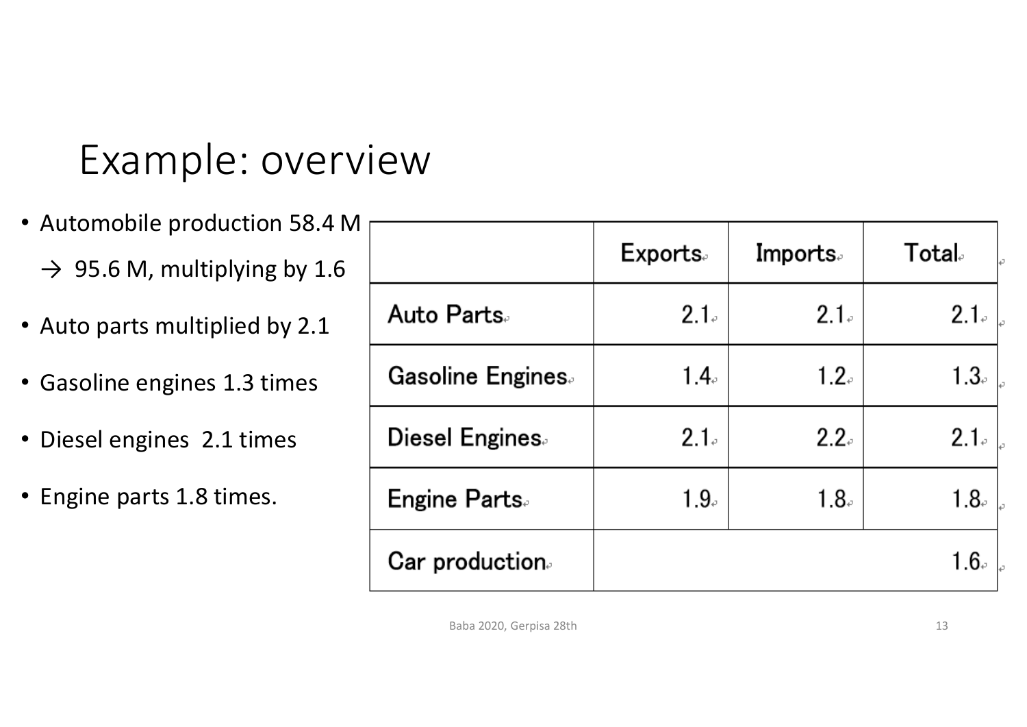# Example: overview

- Automobile production 58.4 M
  → 95.6 M, multiplying by 1.6
- Auto parts multiplied by 2.1
- Gasoline engines 1.3 times
- Diesel engines 2.1 times
- Engine parts 1.8 times.

| | Exports | Imports | Total |
|---|---|---|---|
| Auto Parts | 2.1 | 2.1 | 2.1 |
| Gasoline Engines | 1.4 | 1.2 | 1.3 |
| Diesel Engines | 2.1 | 2.2 | 2.1 |
| Engine Parts | 1.9 | 1.8 | 1.8 |
| Car production | | | 1.6 |

Baba 2020, Gerpisa 28th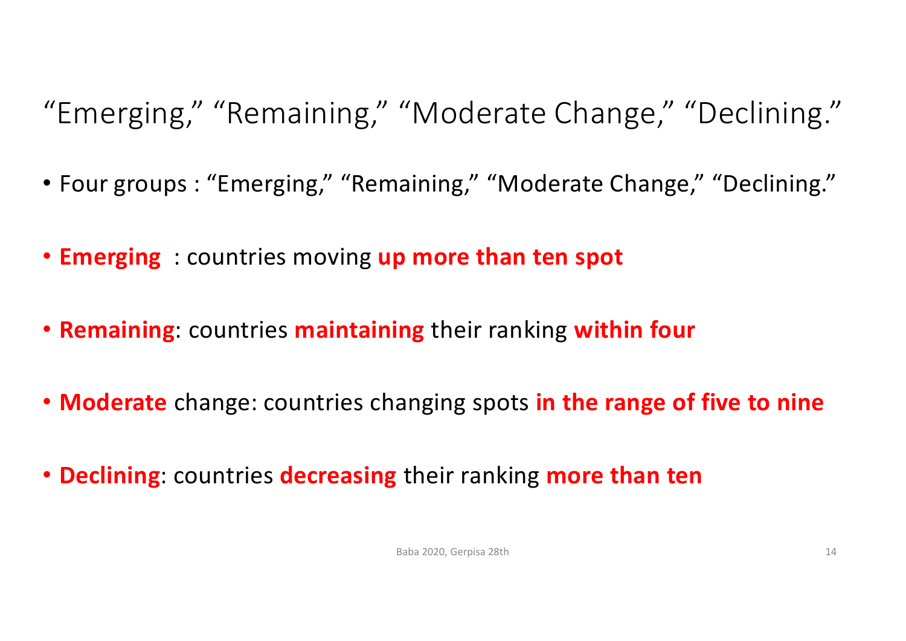# "Emerging," "Remaining," "Moderate Change," "Declining."

- Four groups : "Emerging," "Remaining," "Moderate Change," "Declining."
- **Emerging** : countries moving **up more than ten spot**
- **Remaining**: countries **maintaining** their ranking **within four**
- **Moderate** change: countries changing spots **in the range of five to nine**
- **Declining**: countries **decreasing** their ranking **more than ten**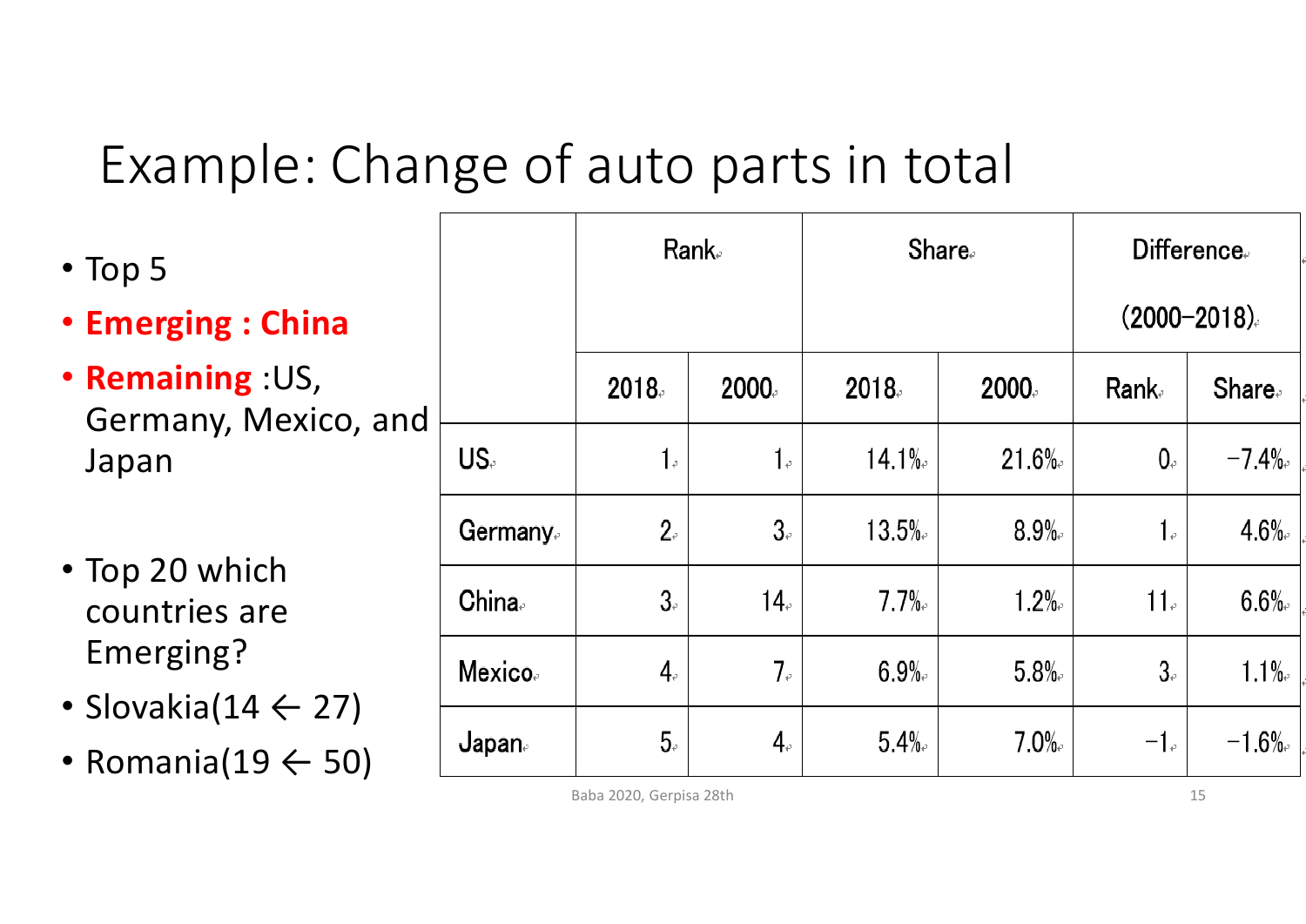# Example: Change of auto parts in total

- Top 5
- **Emerging : China**
- **Remaining** :US, Germany, Mexico, and Japan

- Top 20 which countries are Emerging?
- Slovakia(14 ← 27)
- Romania(19 ← 50)

| | Rank | | Share | | Difference (2000–2018) | |
|---|---|---|---|---|---|---|
| | 2018 | 2000 | 2018 | 2000 | Rank | Share |
| US | 1 | 1 | 14.1% | 21.6% | 0 | −7.4% |
| Germany | 2 | 3 | 13.5% | 8.9% | 1 | 4.6% |
| China | 3 | 14 | 7.7% | 1.2% | 11 | 6.6% |
| Mexico | 4 | 7 | 6.9% | 5.8% | 3 | 1.1% |
| Japan | 5 | 4 | 5.4% | 7.0% | −1 | −1.6% |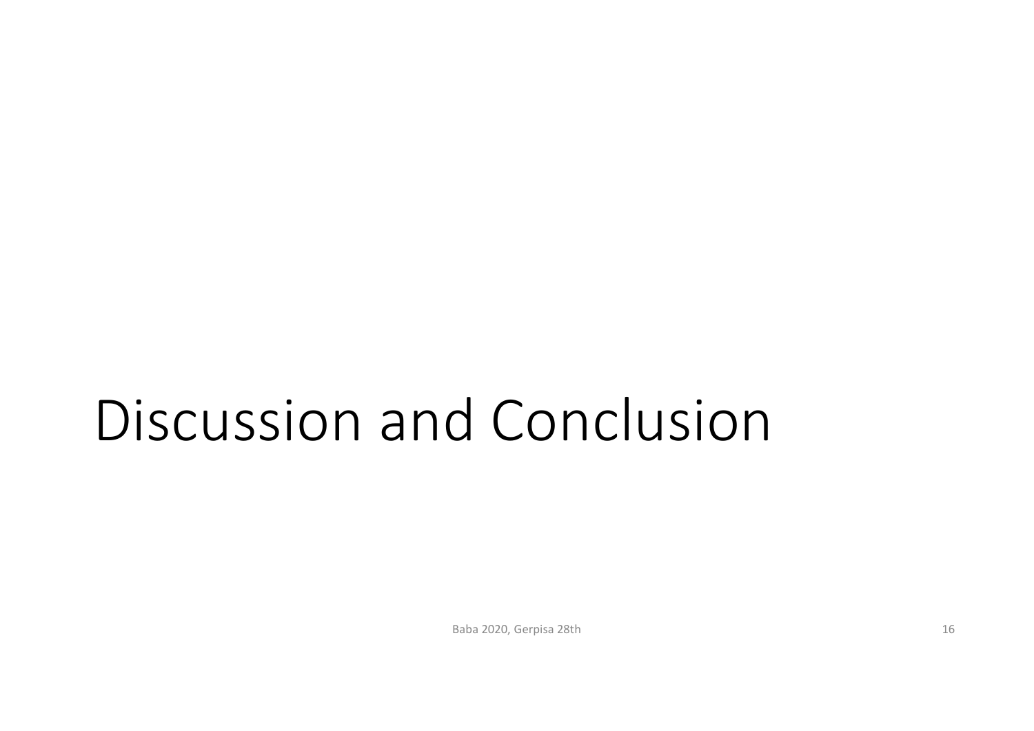# Discussion and Conclusion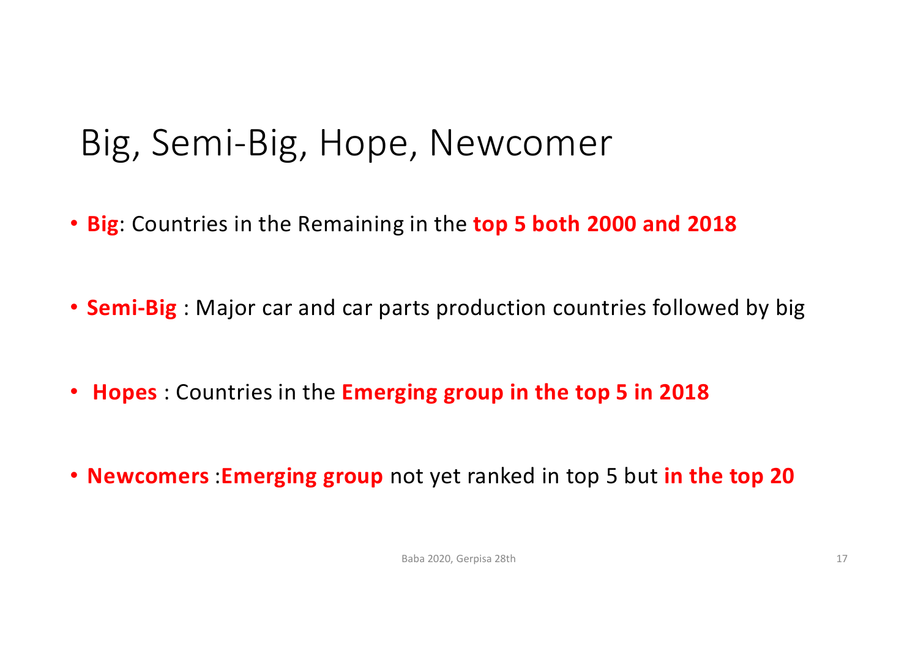# Big, Semi-Big, Hope, Newcomer

- **Big**: Countries in the Remaining in the **top 5 both 2000 and 2018**
- **Semi-Big** : Major car and car parts production countries followed by big
- **Hopes** : Countries in the **Emerging group in the top 5 in 2018**
- **Newcomers** :**Emerging group** not yet ranked in top 5 but **in the top 20**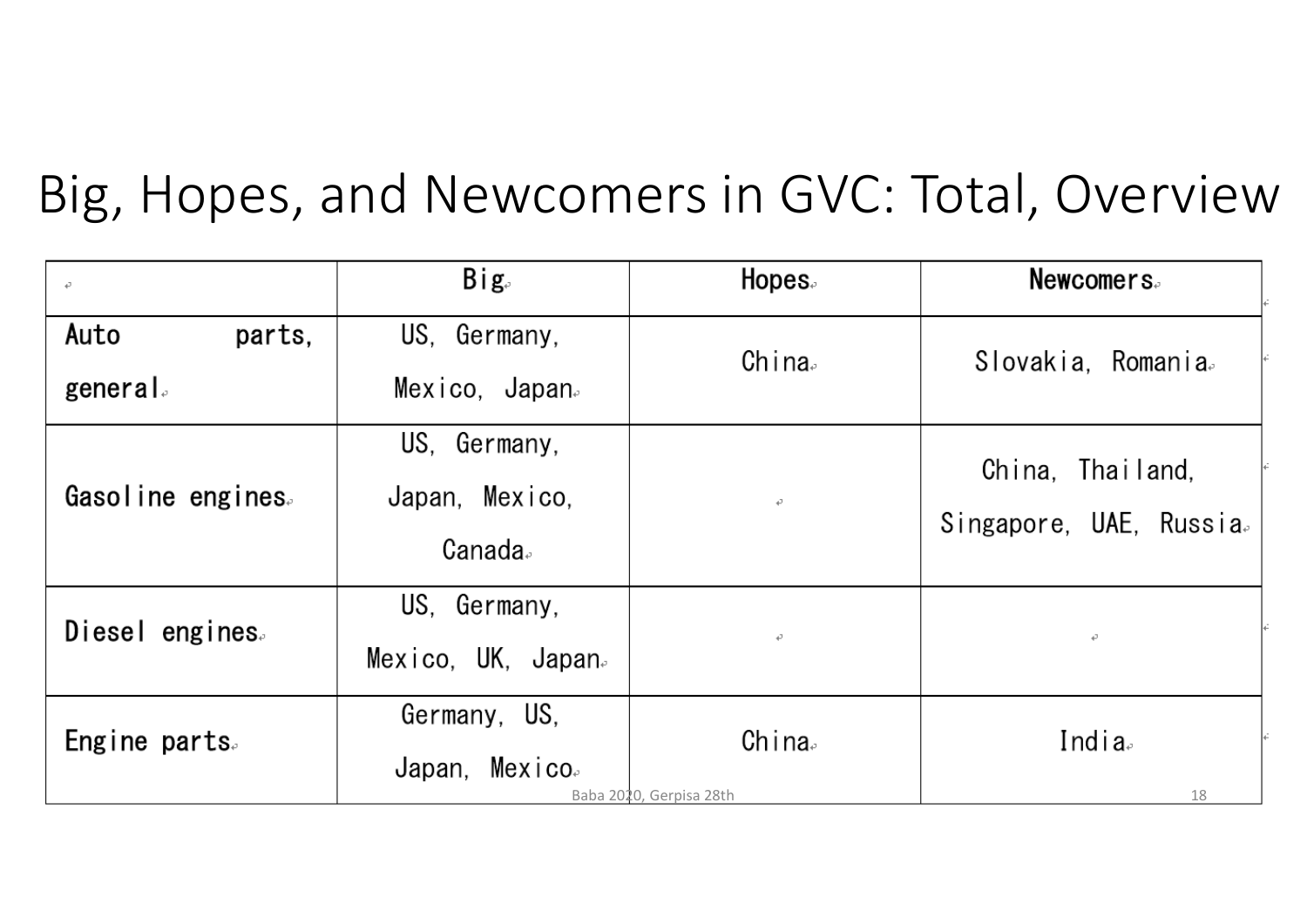# Big, Hopes, and Newcomers in GVC: Total, Overview

| | Big | Hopes | Newcomers |
|---|---|---|---|
| Auto parts, general | US, Germany, Mexico, Japan | China | Slovakia, Romania |
| Gasoline engines | US, Germany, Japan, Mexico, Canada | | China, Thailand, Singapore, UAE, Russia |
| Diesel engines | US, Germany, Mexico, UK, Japan | | |
| Engine parts | Germany, US, Japan, Mexico | China | India |

Baba 2020, Gerpisa 28th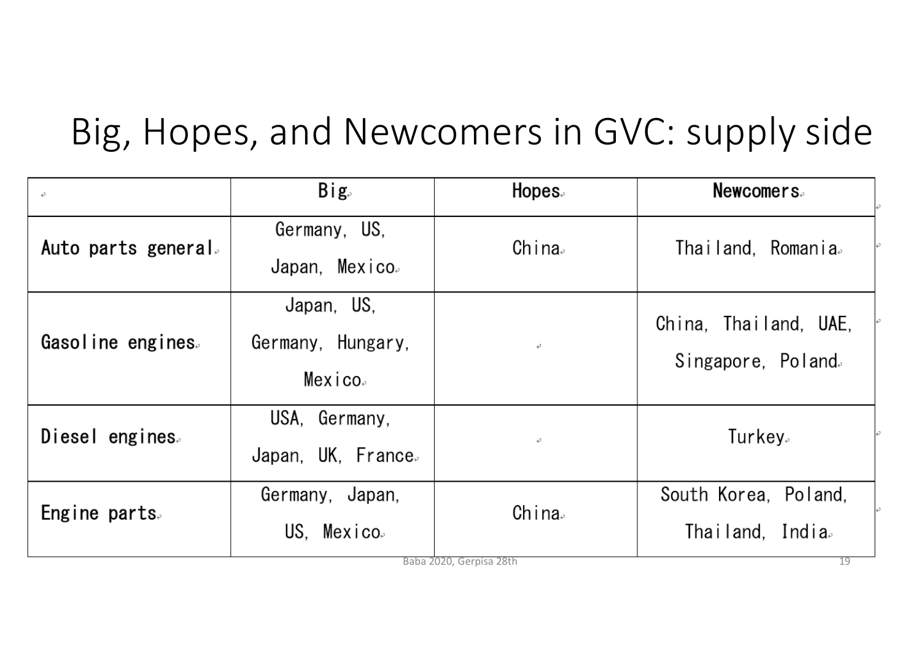# Big, Hopes, and Newcomers in GVC: supply side

| | Big | Hopes | Newcomers |
|---|---|---|---|
| **Auto parts general** | Germany, US, Japan, Mexico | China | Thailand, Romania |
| **Gasoline engines** | Japan, US, Germany, Hungary, Mexico | | China, Thailand, UAE, Singapore, Poland |
| **Diesel engines** | USA, Germany, Japan, UK, France | | Turkey |
| **Engine parts** | Germany, Japan, US, Mexico | China | South Korea, Poland, Thailand, India |

Baba 2020, Gerpisa 28th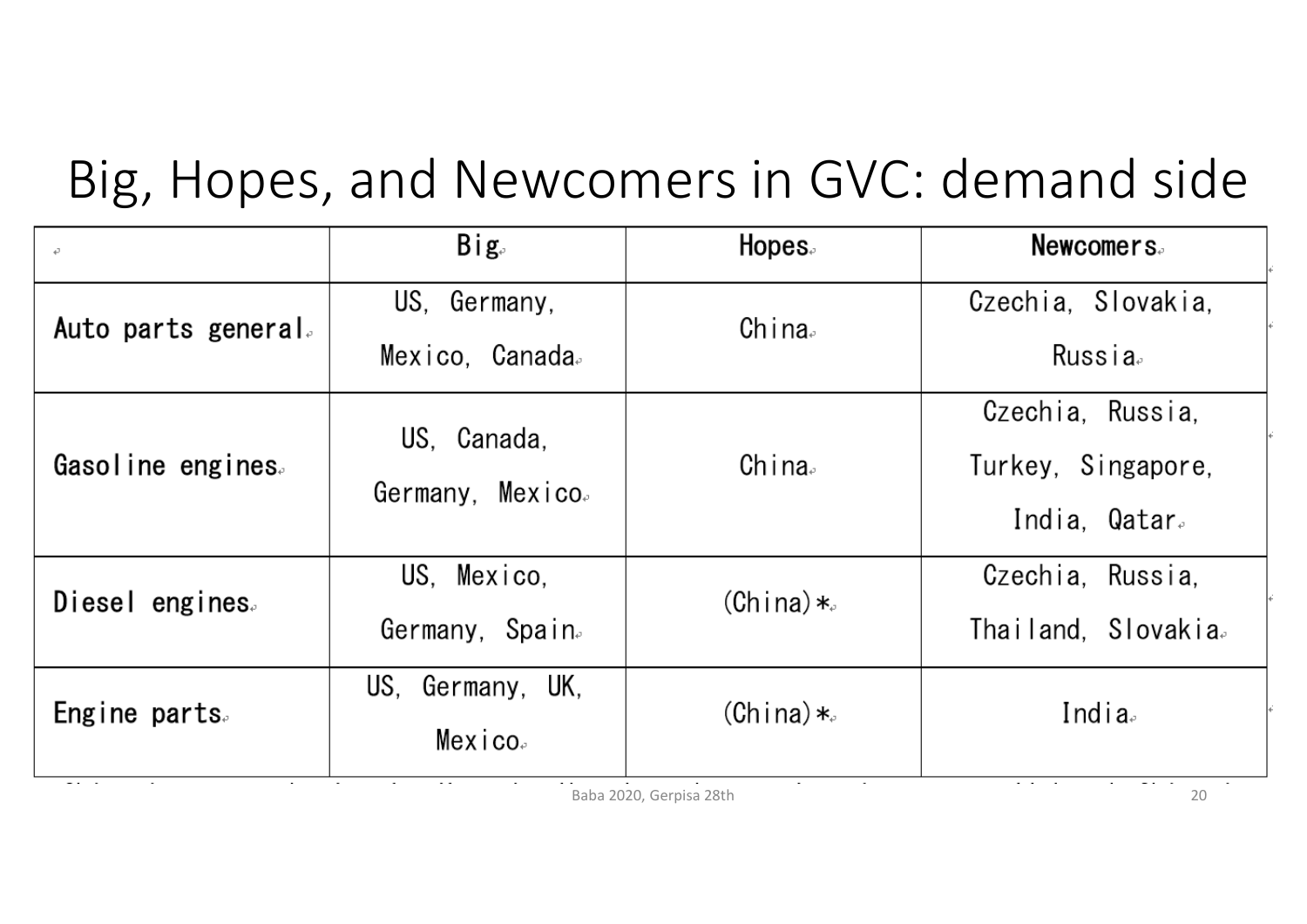# Big, Hopes, and Newcomers in GVC: demand side

| | Big | Hopes | Newcomers |
|---|---|---|---|
| **Auto parts general** | US, Germany, Mexico, Canada | China | Czechia, Slovakia, Russia |
| **Gasoline engines** | US, Canada, Germany, Mexico | China | Czechia, Russia, Turkey, Singapore, India, Qatar |
| **Diesel engines** | US, Mexico, Germany, Spain | (China)* | Czechia, Russia, Thailand, Slovakia |
| **Engine parts** | US, Germany, UK, Mexico | (China)* | India |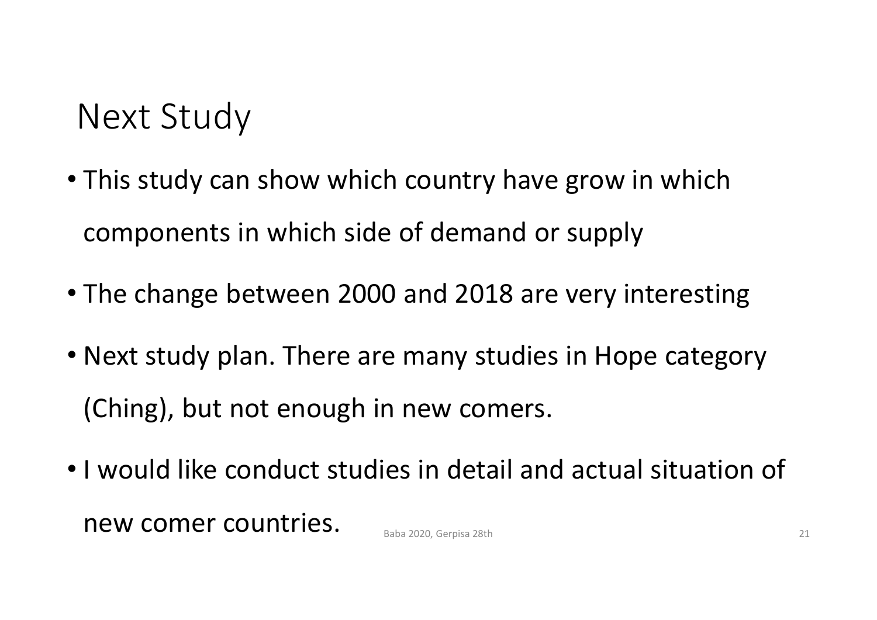# Next Study

- This study can show which country have grow in which components in which side of demand or supply
- The change between 2000 and 2018 are very interesting
- Next study plan. There are many studies in Hope category (Ching), but not enough in new comers.
- I would like conduct studies in detail and actual situation of new comer countries.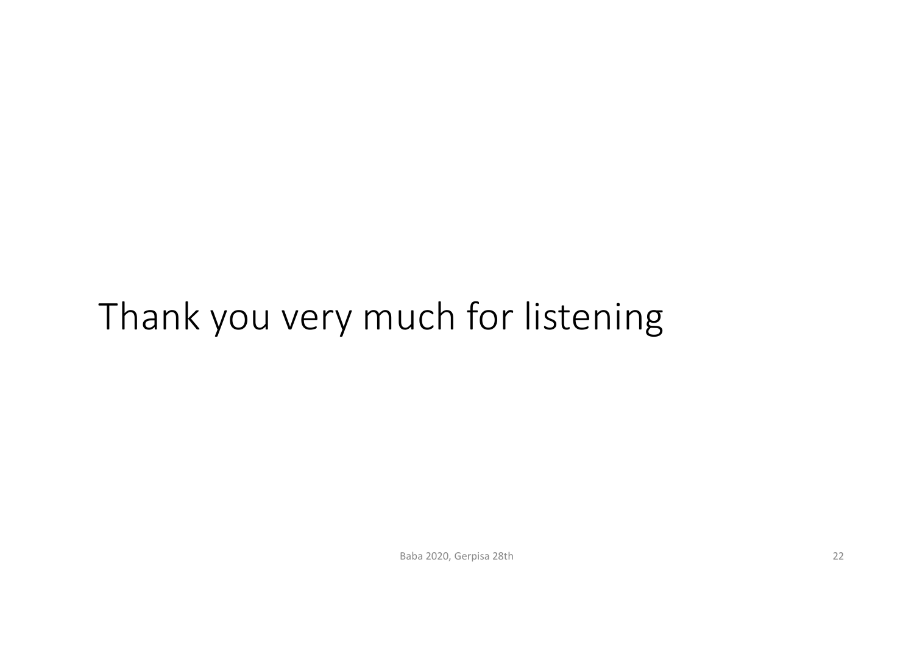# Thank you very much for listening